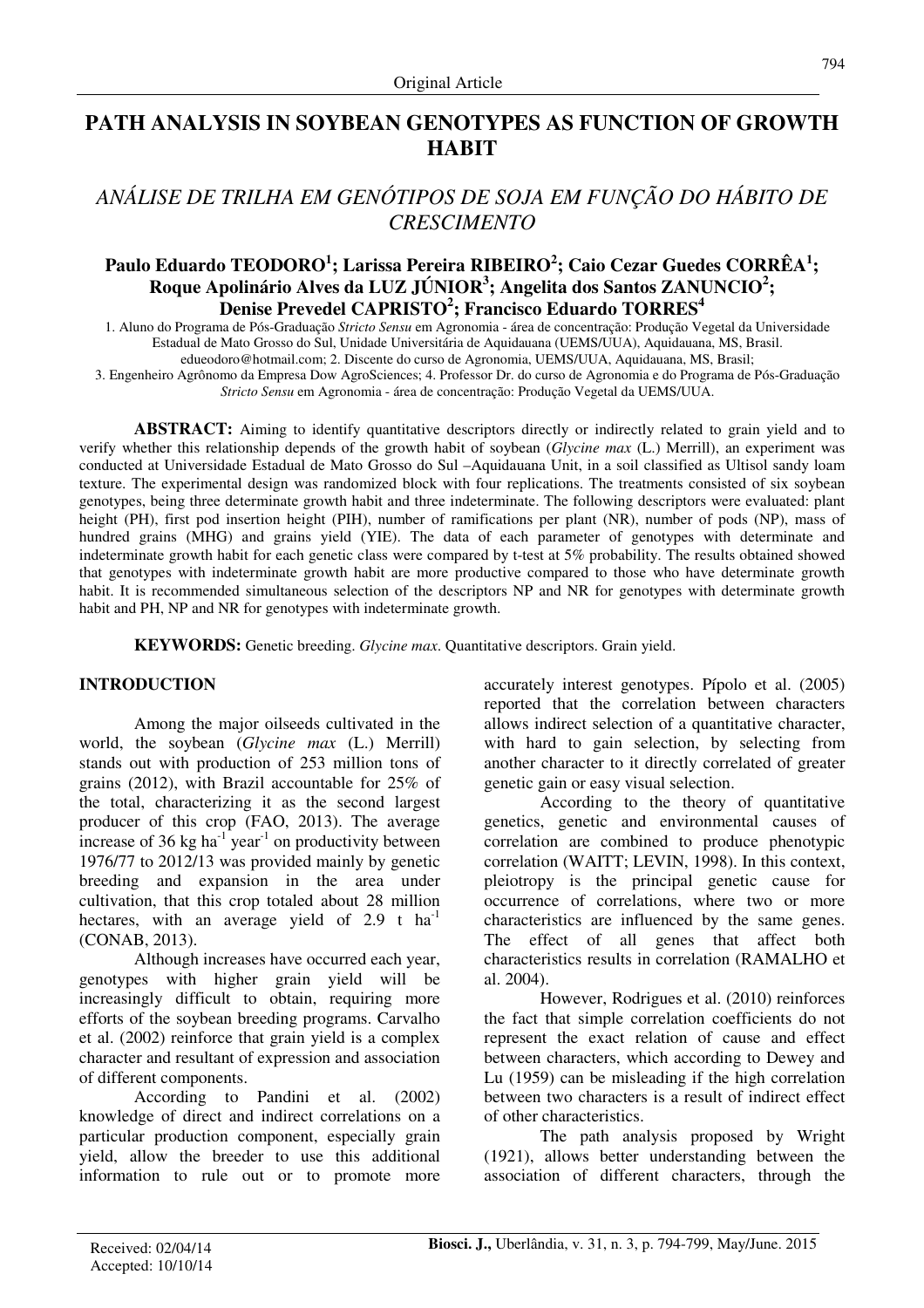Original Article

# PATH ANALYSIS IN SOYBEAN GENOTYPES AS FUNCTION OF GROWTH HABIT

## *ANÁLISE DE TRILHA EM GENÓTIPOS DE SOJA EM FUNÇÃO DO HÁBITO DE CRESCIMENTO*

**Paulo Eduardo TEODORO[1]; Larissa Pereira RIBEIRO[2]; Caio Cezar Guedes CORRÊA[1]; Roque Apolinário Alves da LUZ JÚNIOR[3]; Angelita dos Santos ZANUNCIO[2]; Denise Prevedel CAPRISTO[2]; Francisco Eduardo TORRES[4]**

1. Aluno do Programa de Pós-Graduação *Stricto Sensu* em Agronomia - área de concentração: Produção Vegetal da Universidade Estadual de Mato Grosso do Sul, Unidade Universitária de Aquidauana (UEMS/UUA), Aquidauana, MS, Brasil. edueodoro@hotmail.com; 2. Discente do curso de Agronomia, UEMS/UUA, Aquidauana, MS, Brasil; 3. Engenheiro Agrônomo da Empresa Dow AgroSciences; 4. Professor Dr. do curso de Agronomia e do Programa de Pós-Graduação *Stricto Sensu* em Agronomia - área de concentração: Produção Vegetal da UEMS/UUA.

**ABSTRACT:** Aiming to identify quantitative descriptors directly or indirectly related to grain yield and to verify whether this relationship depends of the growth habit of soybean (*Glycine max* (L.) Merrill), an experiment was conducted at Universidade Estadual de Mato Grosso do Sul –Aquidauana Unit, in a soil classified as Ultisol sandy loam texture. The experimental design was randomized block with four replications. The treatments consisted of six soybean genotypes, being three determinate growth habit and three indeterminate. The following descriptors were evaluated: plant height (PH), first pod insertion height (PIH), number of ramifications per plant (NR), number of pods (NP), mass of hundred grains (MHG) and grains yield (YIE). The data of each parameter of genotypes with determinate and indeterminate growth habit for each genetic class were compared by t-test at 5% probability. The results obtained showed that genotypes with indeterminate growth habit are more productive compared to those who have determinate growth habit. It is recommended simultaneous selection of the descriptors NP and NR for genotypes with determinate growth habit and PH, NP and NR for genotypes with indeterminate growth.

**KEYWORDS:** Genetic breeding. *Glycine max*. Quantitative descriptors. Grain yield.

## INTRODUCTION

Among the major oilseeds cultivated in the world, the soybean (*Glycine max* (L.) Merrill) stands out with production of 253 million tons of grains (2012), with Brazil accountable for 25% of the total, characterizing it as the second largest producer of this crop (FAO, 2013). The average increase of 36 kg ha$^{-1}$ year$^{-1}$ on productivity between 1976/77 to 2012/13 was provided mainly by genetic breeding and expansion in the area under cultivation, that this crop totaled about 28 million hectares, with an average yield of 2.9 t ha$^{-1}$ (CONAB, 2013).

Although increases have occurred each year, genotypes with higher grain yield will be increasingly difficult to obtain, requiring more efforts of the soybean breeding programs. Carvalho et al. (2002) reinforce that grain yield is a complex character and resultant of expression and association of different components.

According to Pandini et al. (2002) knowledge of direct and indirect correlations on a particular production component, especially grain yield, allow the breeder to use this additional information to rule out or to promote more accurately interest genotypes. Pípolo et al. (2005) reported that the correlation between characters allows indirect selection of a quantitative character, with hard to gain selection, by selecting from another character to it directly correlated of greater genetic gain or easy visual selection.

According to the theory of quantitative genetics, genetic and environmental causes of correlation are combined to produce phenotypic correlation (WAITT; LEVIN, 1998). In this context, pleiotropy is the principal genetic cause for occurrence of correlations, where two or more characteristics are influenced by the same genes. The effect of all genes that affect both characteristics results in correlation (RAMALHO et al. 2004).

However, Rodrigues et al. (2010) reinforces the fact that simple correlation coefficients do not represent the exact relation of cause and effect between characters, which according to Dewey and Lu (1959) can be misleading if the high correlation between two characters is a result of indirect effect of other characteristics.

The path analysis proposed by Wright (1921), allows better understanding between the association of different characters, through the

Received: 02/04/14
Accepted: 10/10/14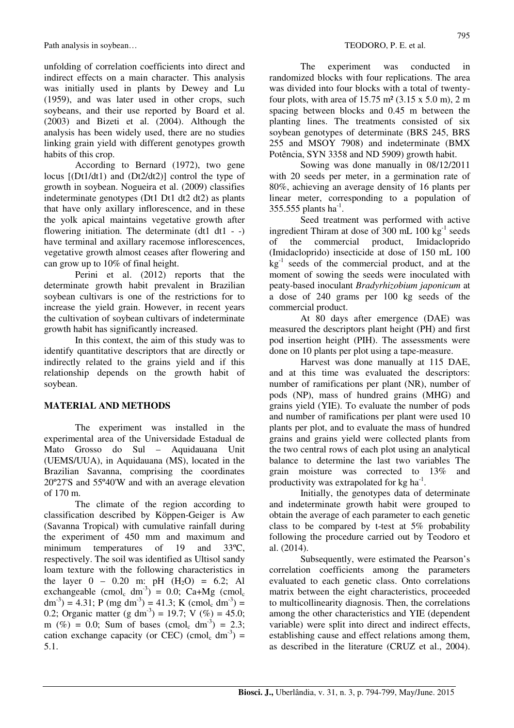unfolding of correlation coefficients into direct and indirect effects on a main character. This analysis was initially used in plants by Dewey and Lu (1959), and was later used in other crops, such soybeans, and their use reported by Board et al. (2003) and Bizeti et al. (2004). Although the analysis has been widely used, there are no studies linking grain yield with different genotypes growth habits of this crop.

According to Bernard (1972), two gene locus [(Dt1/dt1) and (Dt2/dt2)] control the type of growth in soybean. Nogueira et al. (2009) classifies indeterminate genotypes (Dt1 Dt1 dt2 dt2) as plants that have only axillary inflorescence, and in these the yolk apical maintains vegetative growth after flowering initiation. The determinate (dt1 dt1 - -) have terminal and axillary racemose inflorescences, vegetative growth almost ceases after flowering and can grow up to 10% of final height.

Perini et al. (2012) reports that the determinate growth habit prevalent in Brazilian soybean cultivars is one of the restrictions for to increase the yield grain. However, in recent years the cultivation of soybean cultivars of indeterminate growth habit has significantly increased.

In this context, the aim of this study was to identify quantitative descriptors that are directly or indirectly related to the grains yield and if this relationship depends on the growth habit of soybean.

## MATERIAL AND METHODS

The experiment was installed in the experimental area of the Universidade Estadual de Mato Grosso do Sul – Aquidauana Unit (UEMS/UUA), in Aquidauana (MS), located in the Brazilian Savanna, comprising the coordinates 20º27'S and 55º40'W and with an average elevation of 170 m.

The climate of the region according to classification described by Köppen-Geiger is Aw (Savanna Tropical) with cumulative rainfall during the experiment of 450 mm and maximum and minimum temperatures of 19 and 33ºC, respectively. The soil was identified as Ultisol sandy loam texture with the following characteristics in the layer 0 – 0.20 m: pH ($H_2O$) = 6.2; Al exchangeable (cmol$_c$ dm$^{-3}$) = 0.0; Ca+Mg (cmol$_c$ dm$^{-3}$) = 4.31; P (mg dm$^{-3}$) = 41.3; K (cmol$_c$ dm$^{-3}$) = 0.2; Organic matter (g dm$^{-3}$) = 19.7; V (%) = 45.0; m (%) = 0.0; Sum of bases (cmol$_c$ dm$^{-3}$) = 2.3; cation exchange capacity (or CEC) (cmol$_c$ dm$^{-3}$) = 5.1.

The experiment was conducted in randomized blocks with four replications. The area was divided into four blocks with a total of twenty-four plots, with area of 15.75 m² (3.15 x 5.0 m), 2 m spacing between blocks and 0.45 m between the planting lines. The treatments consisted of six soybean genotypes of determinate (BRS 245, BRS 255 and MSOY 7908) and indeterminate (BMX Potência, SYN 3358 and ND 5909) growth habit.

Sowing was done manually in 08/12/2011 with 20 seeds per meter, in a germination rate of 80%, achieving an average density of 16 plants per linear meter, corresponding to a population of 355.555 plants ha$^{-1}$.

Seed treatment was performed with active ingredient Thiram at dose of 300 mL 100 kg$^{-1}$ seeds of the commercial product, Imidacloprido (Imidacloprido) insecticide at dose of 150 mL 100 kg$^{-1}$ seeds of the commercial product, and at the moment of sowing the seeds were inoculated with peaty-based inoculant *Bradyrhizobium japonicum* at a dose of 240 grams per 100 kg seeds of the commercial product.

At 80 days after emergence (DAE) was measured the descriptors plant height (PH) and first pod insertion height (PIH). The assessments were done on 10 plants per plot using a tape-measure.

Harvest was done manually at 115 DAE, and at this time was evaluated the descriptors: number of ramifications per plant (NR), number of pods (NP), mass of hundred grains (MHG) and grains yield (YIE). To evaluate the number of pods and number of ramifications per plant were used 10 plants per plot, and to evaluate the mass of hundred grains and grains yield were collected plants from the two central rows of each plot using an analytical balance to determine the last two variables The grain moisture was corrected to 13% and productivity was extrapolated for kg ha$^{-1}$.

Initially, the genotypes data of determinate and indeterminate growth habit were grouped to obtain the average of each parameter to each genetic class to be compared by t-test at 5% probability following the procedure carried out by Teodoro et al. (2014).

Subsequently, were estimated the Pearson's correlation coefficients among the parameters evaluated to each genetic class. Onto correlations matrix between the eight characteristics, proceeded to multicollinearity diagnosis. Then, the correlations among the other characteristics and YIE (dependent variable) were split into direct and indirect effects, establishing cause and effect relations among them, as described in the literature (CRUZ et al., 2004).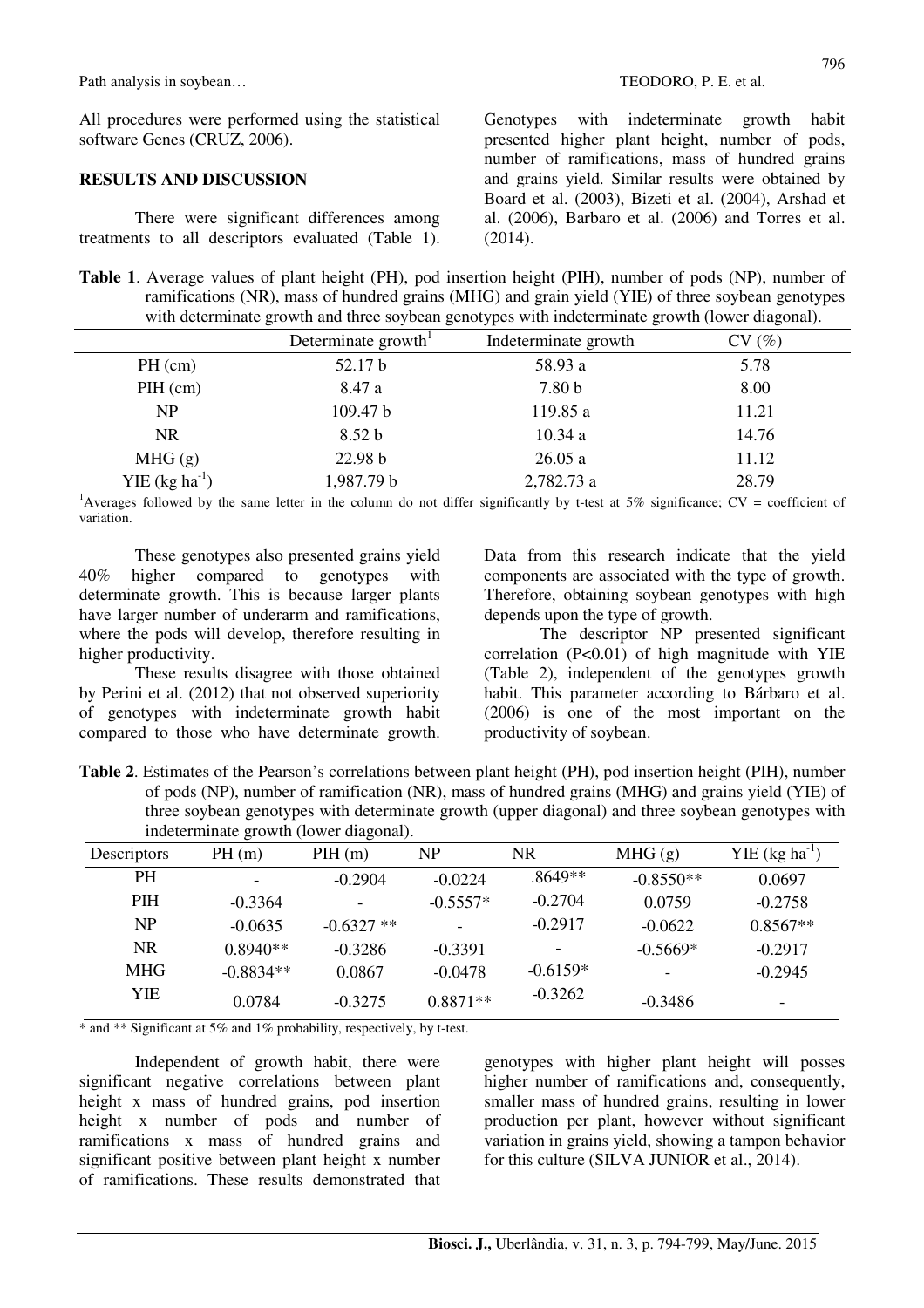All procedures were performed using the statistical software Genes (CRUZ, 2006).

## RESULTS AND DISCUSSION

There were significant differences among treatments to all descriptors evaluated (Table 1). Genotypes with indeterminate growth habit presented higher plant height, number of pods, number of ramifications, mass of hundred grains and grains yield. Similar results were obtained by Board et al. (2003), Bizeti et al. (2004), Arshad et al. (2006), Barbaro et al. (2006) and Torres et al. (2014).

**Table 1**. Average values of plant height (PH), pod insertion height (PIH), number of pods (NP), number of ramifications (NR), mass of hundred grains (MHG) and grain yield (YIE) of three soybean genotypes with determinate growth and three soybean genotypes with indeterminate growth (lower diagonal).

| | Determinate growth[1] | Indeterminate growth | CV (%) |
|---|---|---|---|
| PH (cm) | 52.17 b | 58.93 a | 5.78 |
| PIH (cm) | 8.47 a | 7.80 b | 8.00 |
| NP | 109.47 b | 119.85 a | 11.21 |
| NR | 8.52 b | 10.34 a | 14.76 |
| MHG (g) | 22.98 b | 26.05 a | 11.12 |
| YIE (kg ha$^{-1}$) | 1,987.79 b | 2,782.73 a | 28.79 |

[1]Averages followed by the same letter in the column do not differ significantly by t-test at 5% significance; CV = coefficient of variation.

These genotypes also presented grains yield 40% higher compared to genotypes with determinate growth. This is because larger plants have larger number of underarm and ramifications, where the pods will develop, therefore resulting in higher productivity.

These results disagree with those obtained by Perini et al. (2012) that not observed superiority of genotypes with indeterminate growth habit compared to those who have determinate growth. Data from this research indicate that the yield components are associated with the type of growth. Therefore, obtaining soybean genotypes with high depends upon the type of growth.

The descriptor NP presented significant correlation (P<0.01) of high magnitude with YIE (Table 2), independent of the genotypes growth habit. This parameter according to Bárbaro et al. (2006) is one of the most important on the productivity of soybean.

**Table 2**. Estimates of the Pearson's correlations between plant height (PH), pod insertion height (PIH), number of pods (NP), number of ramification (NR), mass of hundred grains (MHG) and grains yield (YIE) of three soybean genotypes with determinate growth (upper diagonal) and three soybean genotypes with indeterminate growth (lower diagonal).

| Descriptors | PH (m) | PIH (m) | NP | NR | MHG (g) | YIE (kg ha$^{-1}$) |
|---|---|---|---|---|---|---|
| PH | - | -0.2904 | -0.0224 | .8649** | -0.8550** | 0.0697 |
| PIH | -0.3364 | - | -0.5557* | -0.2704 | 0.0759 | -0.2758 |
| NP | -0.0635 | -0.6327 ** | - | -0.2917 | -0.0622 | 0.8567** |
| NR | 0.8940** | -0.3286 | -0.3391 | - | -0.5669* | -0.2917 |
| MHG | -0.8834** | 0.0867 | -0.0478 | -0.6159* | - | -0.2945 |
| YIE | 0.0784 | -0.3275 | 0.8871** | -0.3262 | -0.3486 | - |

* and ** Significant at 5% and 1% probability, respectively, by t-test.

Independent of growth habit, there were significant negative correlations between plant height x mass of hundred grains, pod insertion height x number of pods and number of ramifications x mass of hundred grains and significant positive between plant height x number of ramifications. These results demonstrated that genotypes with higher plant height will posses higher number of ramifications and, consequently, smaller mass of hundred grains, resulting in lower production per plant, however without significant variation in grains yield, showing a tampon behavior for this culture (SILVA JUNIOR et al., 2014).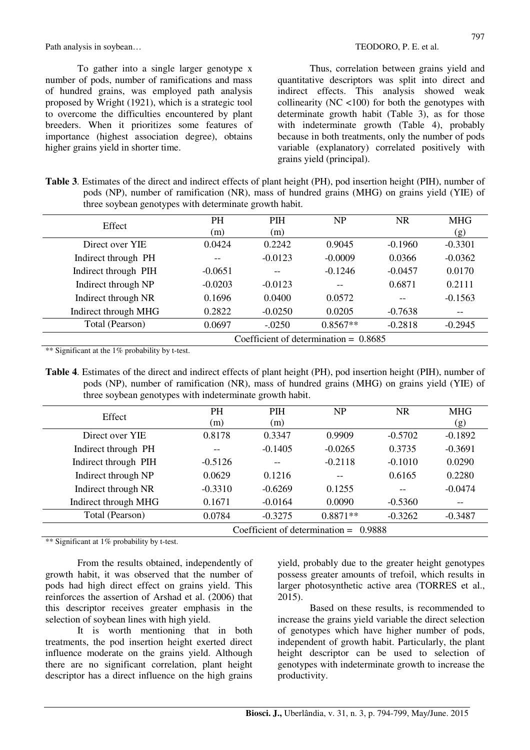To gather into a single larger genotype x number of pods, number of ramifications and mass of hundred grains, was employed path analysis proposed by Wright (1921), which is a strategic tool to overcome the difficulties encountered by plant breeders. When it prioritizes some features of importance (highest association degree), obtains higher grains yield in shorter time.

Thus, correlation between grains yield and quantitative descriptors was split into direct and indirect effects. This analysis showed weak collinearity (NC <100) for both the genotypes with determinate growth habit (Table 3), as for those with indeterminate growth (Table 4), probably because in both treatments, only the number of pods variable (explanatory) correlated positively with grains yield (principal).

**Table 3**. Estimates of the direct and indirect effects of plant height (PH), pod insertion height (PIH), number of pods (NP), number of ramification (NR), mass of hundred grains (MHG) on grains yield (YIE) of three soybean genotypes with determinate growth habit.

| Effect | PH (m) | PIH (m) | NP | NR | MHG (g) |
|---|---|---|---|---|---|
| Direct over YIE | 0.0424 | 0.2242 | 0.9045 | -0.1960 | -0.3301 |
| Indirect through PH | -- | -0.0123 | -0.0009 | 0.0366 | -0.0362 |
| Indirect through PIH | -0.0651 | -- | -0.1246 | -0.0457 | 0.0170 |
| Indirect through NP | -0.0203 | -0.0123 | -- | 0.6871 | 0.2111 |
| Indirect through NR | 0.1696 | 0.0400 | 0.0572 | -- | -0.1563 |
| Indirect through MHG | 0.2822 | -0.0250 | 0.0205 | -0.7638 | -- |
| Total (Pearson) | 0.0697 | -.0250 | 0.8567** | -0.2818 | -0.2945 |
| | Coefficient of determination = 0.8685 | | | | |

** Significant at the 1% probability by t-test.

**Table 4**. Estimates of the direct and indirect effects of plant height (PH), pod insertion height (PIH), number of pods (NP), number of ramification (NR), mass of hundred grains (MHG) on grains yield (YIE) of three soybean genotypes with indeterminate growth habit.

| Effect | PH (m) | PIH (m) | NP | NR | MHG (g) |
|---|---|---|---|---|---|
| Direct over YIE | 0.8178 | 0.3347 | 0.9909 | -0.5702 | -0.1892 |
| Indirect through PH | -- | -0.1405 | -0.0265 | 0.3735 | -0.3691 |
| Indirect through PIH | -0.5126 | -- | -0.2118 | -0.1010 | 0.0290 |
| Indirect through NP | 0.0629 | 0.1216 | -- | 0.6165 | 0.2280 |
| Indirect through NR | -0.3310 | -0.6269 | 0.1255 | -- | -0.0474 |
| Indirect through MHG | 0.1671 | -0.0164 | 0.0090 | -0.5360 | -- |
| Total (Pearson) | 0.0784 | -0.3275 | 0.8871** | -0.3262 | -0.3487 |
| | Coefficient of determination = 0.9888 | | | | |

** Significant at 1% probability by t-test.

From the results obtained, independently of growth habit, it was observed that the number of pods had high direct effect on grains yield. This reinforces the assertion of Arshad et al. (2006) that this descriptor receives greater emphasis in the selection of soybean lines with high yield.

It is worth mentioning that in both treatments, the pod insertion height exerted direct influence moderate on the grains yield. Although there are no significant correlation, plant height descriptor has a direct influence on the high grains yield, probably due to the greater height genotypes possess greater amounts of trefoil, which results in larger photosynthetic active area (TORRES et al., 2015).

Based on these results, is recommended to increase the grains yield variable the direct selection of genotypes which have higher number of pods, independent of growth habit. Particularly, the plant height descriptor can be used to selection of genotypes with indeterminate growth to increase the productivity.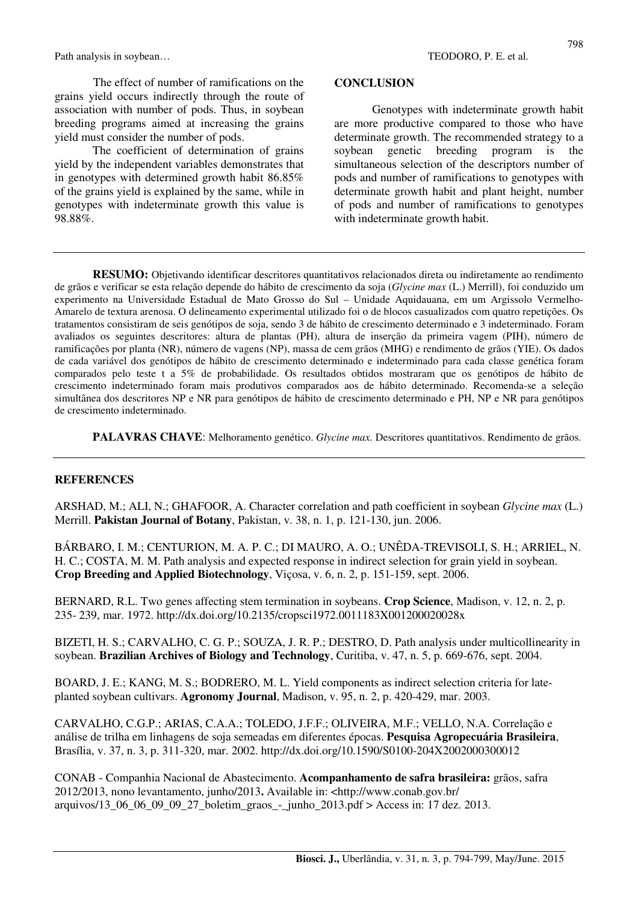The effect of number of ramifications on the grains yield occurs indirectly through the route of association with number of pods. Thus, in soybean breeding programs aimed at increasing the grains yield must consider the number of pods.

The coefficient of determination of grains yield by the independent variables demonstrates that in genotypes with determined growth habit 86.85% of the grains yield is explained by the same, while in genotypes with indeterminate growth this value is 98.88%.

## CONCLUSION

Genotypes with indeterminate growth habit are more productive compared to those who have determinate growth. The recommended strategy to a soybean genetic breeding program is the simultaneous selection of the descriptors number of pods and number of ramifications to genotypes with determinate growth habit and plant height, number of pods and number of ramifications to genotypes with indeterminate growth habit.

---

**RESUMO:** Objetivando identificar descritores quantitativos relacionados direta ou indiretamente ao rendimento de grãos e verificar se esta relação depende do hábito de crescimento da soja (*Glycine max* (L.) Merrill), foi conduzido um experimento na Universidade Estadual de Mato Grosso do Sul – Unidade Aquidauana, em um Argissolo Vermelho-Amarelo de textura arenosa. O delineamento experimental utilizado foi o de blocos casualizados com quatro repetições. Os tratamentos consistiram de seis genótipos de soja, sendo 3 de hábito de crescimento determinado e 3 indeterminado. Foram avaliados os seguintes descritores: altura de plantas (PH), altura de inserção da primeira vagem (PIH), número de ramificações por planta (NR), número de vagens (NP), massa de cem grãos (MHG) e rendimento de grãos (YIE). Os dados de cada variável dos genótipos de hábito de crescimento determinado e indeterminado para cada classe genética foram comparados pelo teste t a 5% de probabilidade. Os resultados obtidos mostraram que os genótipos de hábito de crescimento indeterminado foram mais produtivos comparados aos de hábito determinado. Recomenda-se a seleção simultânea dos descritores NP e NR para genótipos de hábito de crescimento determinado e PH, NP e NR para genótipos de crescimento indeterminado.

**PALAVRAS CHAVE**: Melhoramento genético. *Glycine max.* Descritores quantitativos. Rendimento de grãos.

---

## REFERENCES

ARSHAD, M.; ALI, N.; GHAFOOR, A. Character correlation and path coefficient in soybean *Glycine max* (L.) Merrill. **Pakistan Journal of Botany**, Pakistan, v. 38, n. 1, p. 121-130, jun. 2006.

BÁRBARO, I. M.; CENTURION, M. A. P. C.; DI MAURO, A. O.; UNÊDA-TREVISOLI, S. H.; ARRIEL, N. H. C.; COSTA, M. M. Path analysis and expected response in indirect selection for grain yield in soybean. **Crop Breeding and Applied Biotechnology**, Viçosa, v. 6, n. 2, p. 151-159, sept. 2006.

BERNARD, R.L. Two genes affecting stem termination in soybeans. **Crop Science**, Madison, v. 12, n. 2, p. 235- 239, mar. 1972. http://dx.doi.org/10.2135/cropsci1972.0011183X001200020028x

BIZETI, H. S.; CARVALHO, C. G. P.; SOUZA, J. R. P.; DESTRO, D. Path analysis under multicollinearity in soybean. **Brazilian Archives of Biology and Technology**, Curitiba, v. 47, n. 5, p. 669-676, sept. 2004.

BOARD, J. E.; KANG, M. S.; BODRERO, M. L. Yield components as indirect selection criteria for late-planted soybean cultivars. **Agronomy Journal**, Madison, v. 95, n. 2, p. 420-429, mar. 2003.

CARVALHO, C.G.P.; ARIAS, C.A.A.; TOLEDO, J.F.F.; OLIVEIRA, M.F.; VELLO, N.A. Correlação e análise de trilha em linhagens de soja semeadas em diferentes épocas. **Pesquisa Agropecuária Brasileira**, Brasília, v. 37, n. 3, p. 311-320, mar. 2002. http://dx.doi.org/10.1590/S0100-204X2002000300012

CONAB - Companhia Nacional de Abastecimento. **Acompanhamento de safra brasileira:** grãos, safra 2012/2013, nono levantamento, junho/2013**.** Available in: <http://www.conab.gov.br/ arquivos/13_06_06_09_09_27_boletim_graos_-_junho_2013.pdf > Access in: 17 dez. 2013.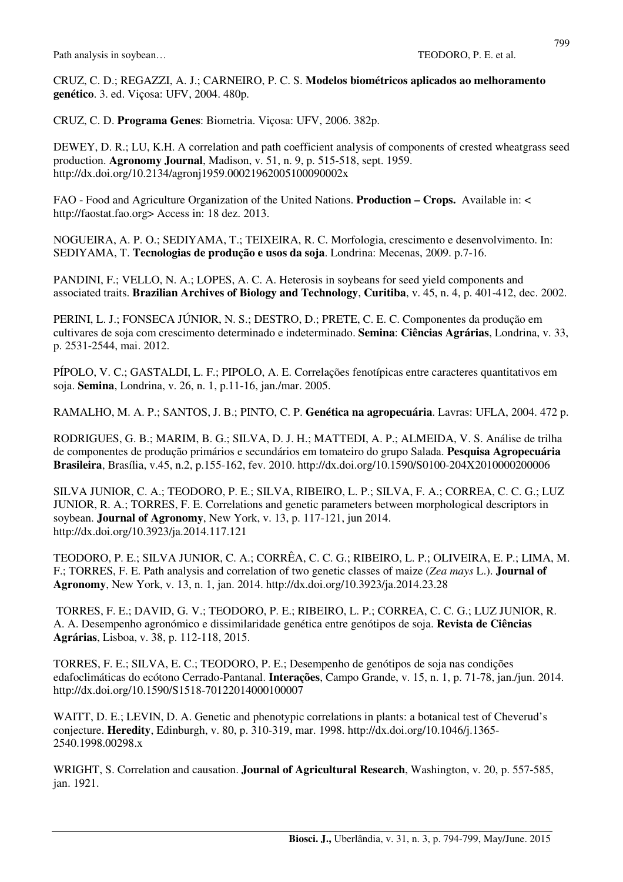CRUZ, C. D.; REGAZZI, A. J.; CARNEIRO, P. C. S. **Modelos biométricos aplicados ao melhoramento genético**. 3. ed. Viçosa: UFV, 2004. 480p.

CRUZ, C. D. **Programa Genes**: Biometria. Viçosa: UFV, 2006. 382p.

DEWEY, D. R.; LU, K.H. A correlation and path coefficient analysis of components of crested wheatgrass seed production. **Agronomy Journal**, Madison, v. 51, n. 9, p. 515-518, sept. 1959. http://dx.doi.org/10.2134/agronj1959.00021962005100090002x

FAO - Food and Agriculture Organization of the United Nations. **Production – Crops.** Available in: < http://faostat.fao.org> Access in: 18 dez. 2013.

NOGUEIRA, A. P. O.; SEDIYAMA, T.; TEIXEIRA, R. C. Morfologia, crescimento e desenvolvimento. In: SEDIYAMA, T. **Tecnologias de produção e usos da soja**. Londrina: Mecenas, 2009. p.7-16.

PANDINI, F.; VELLO, N. A.; LOPES, A. C. A. Heterosis in soybeans for seed yield components and associated traits. **Brazilian Archives of Biology and Technology**, **Curitiba**, v. 45, n. 4, p. 401-412, dec. 2002.

PERINI, L. J.; FONSECA JÚNIOR, N. S.; DESTRO, D.; PRETE, C. E. C. Componentes da produção em cultivares de soja com crescimento determinado e indeterminado. **Semina**: **Ciências Agrárias**, Londrina, v. 33, p. 2531-2544, mai. 2012.

PÍPOLO, V. C.; GASTALDI, L. F.; PIPOLO, A. E. Correlações fenotípicas entre caracteres quantitativos em soja. **Semina**, Londrina, v. 26, n. 1, p.11-16, jan./mar. 2005.

RAMALHO, M. A. P.; SANTOS, J. B.; PINTO, C. P. **Genética na agropecuária**. Lavras: UFLA, 2004. 472 p.

RODRIGUES, G. B.; MARIM, B. G.; SILVA, D. J. H.; MATTEDI, A. P.; ALMEIDA, V. S. Análise de trilha de componentes de produção primários e secundários em tomateiro do grupo Salada. **Pesquisa Agropecuária Brasileira**, Brasília, v.45, n.2, p.155-162, fev. 2010. http://dx.doi.org/10.1590/S0100-204X2010000200006

SILVA JUNIOR, C. A.; TEODORO, P. E.; SILVA, RIBEIRO, L. P.; SILVA, F. A.; CORREA, C. C. G.; LUZ JUNIOR, R. A.; TORRES, F. E. Correlations and genetic parameters between morphological descriptors in soybean. **Journal of Agronomy**, New York, v. 13, p. 117-121, jun 2014. http://dx.doi.org/10.3923/ja.2014.117.121

TEODORO, P. E.; SILVA JUNIOR, C. A.; CORRÊA, C. C. G.; RIBEIRO, L. P.; OLIVEIRA, E. P.; LIMA, M. F.; TORRES, F. E. Path analysis and correlation of two genetic classes of maize (*Zea mays* L.). **Journal of Agronomy**, New York, v. 13, n. 1, jan. 2014. http://dx.doi.org/10.3923/ja.2014.23.28

TORRES, F. E.; DAVID, G. V.; TEODORO, P. E.; RIBEIRO, L. P.; CORREA, C. C. G.; LUZ JUNIOR, R. A. A. Desempenho agronómico e dissimilaridade genética entre genótipos de soja. **Revista de Ciências Agrárias**, Lisboa, v. 38, p. 112-118, 2015.

TORRES, F. E.; SILVA, E. C.; TEODORO, P. E.; Desempenho de genótipos de soja nas condições edafoclimáticas do ecótono Cerrado-Pantanal. **Interações**, Campo Grande, v. 15, n. 1, p. 71-78, jan./jun. 2014. http://dx.doi.org/10.1590/S1518-70122014000100007

WAITT, D. E.; LEVIN, D. A. Genetic and phenotypic correlations in plants: a botanical test of Cheverud's conjecture. **Heredity**, Edinburgh, v. 80, p. 310-319, mar. 1998. http://dx.doi.org/10.1046/j.1365-2540.1998.00298.x

WRIGHT, S. Correlation and causation. **Journal of Agricultural Research**, Washington, v. 20, p. 557-585, jan. 1921.